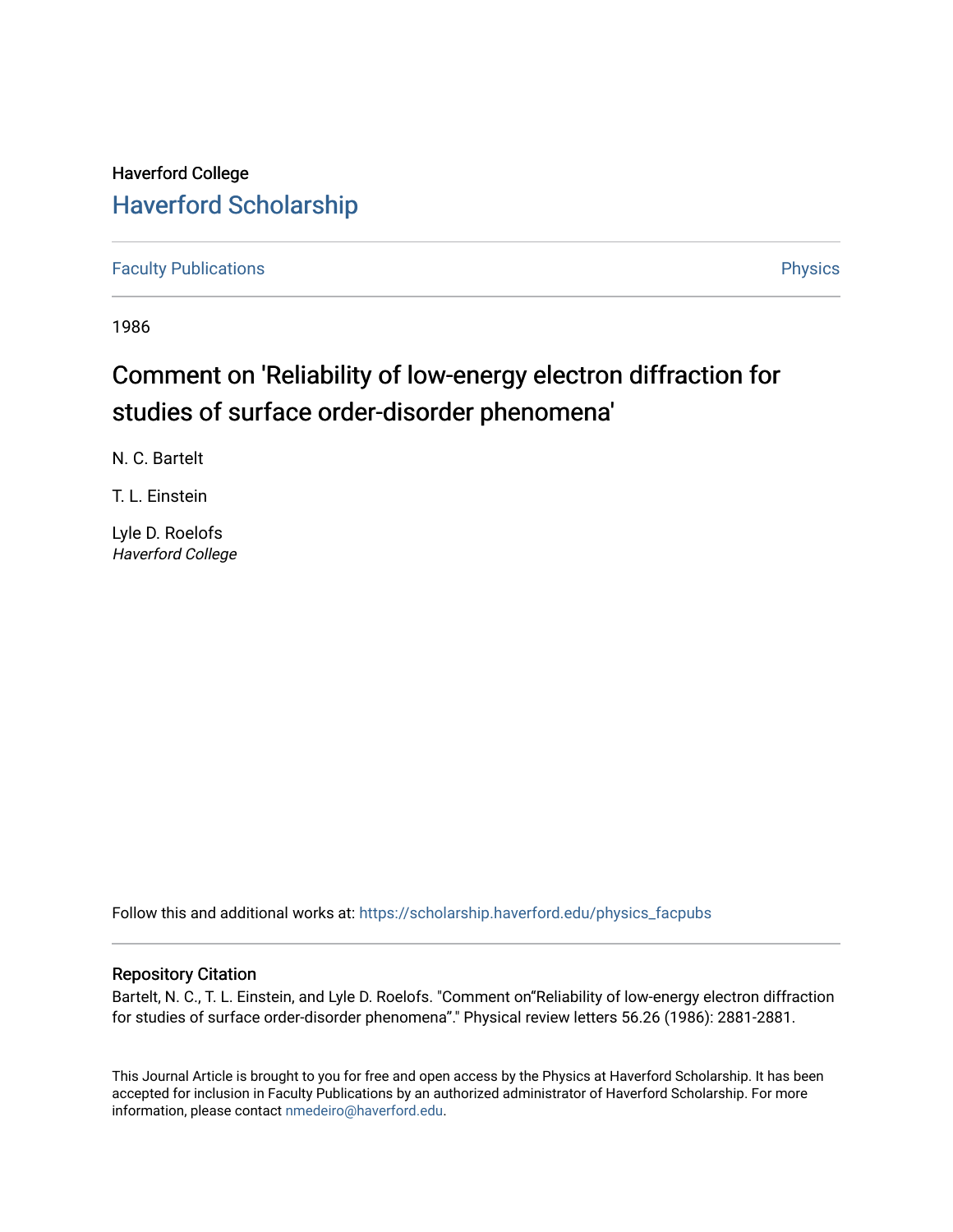Haverford College

# Haverford Scholarship

Faculty Publications

Physics

1986

## Comment on 'Reliability of low-energy electron diffraction for studies of surface order-disorder phenomena'

N. C. Bartelt

T. L. Einstein

Lyle D. Roelofs
*Haverford College*

Follow this and additional works at: https://scholarship.haverford.edu/physics_facpubs

### Repository Citation

Bartelt, N. C., T. L. Einstein, and Lyle D. Roelofs. "Comment on“Reliability of low-energy electron diffraction for studies of surface order-disorder phenomena”." Physical review letters 56.26 (1986): 2881-2881.

This Journal Article is brought to you for free and open access by the Physics at Haverford Scholarship. It has been accepted for inclusion in Faculty Publications by an authorized administrator of Haverford Scholarship. For more information, please contact nmedeiro@haverford.edu.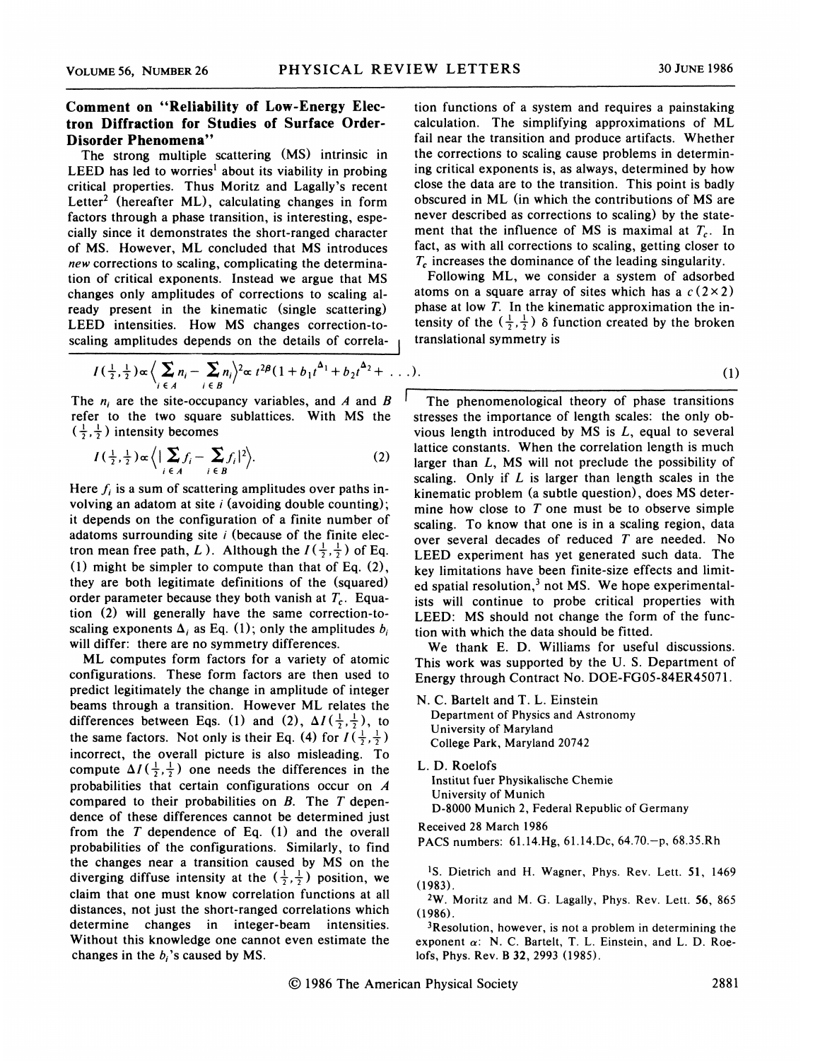## Comment on "Reliability of Low-Energy Electron Diffraction for Studies of Surface Order-Disorder Phenomena"

The strong multiple scattering (MS) intrinsic in LEED has led to worries[1] about its viability in probing critical properties. Thus Moritz and Lagally's recent Letter[2] (hereafter ML), calculating changes in form factors through a phase transition, is interesting, especially since it demonstrates the short-ranged character of MS. However, ML concluded that MS introduces *new* corrections to scaling, complicating the determination of critical exponents. Instead we argue that MS changes only amplitudes of corrections to scaling already present in the kinematic (single scattering) LEED intensities. How MS changes correction-to-scaling amplitudes depends on the details of correlation functions of a system and requires a painstaking calculation. The simplifying approximations of ML fail near the transition and produce artifacts. Whether the corrections to scaling cause problems in determining critical exponents is, as always, determined by how close the data are to the transition. This point is badly obscured in ML (in which the contributions of MS are never described as corrections to scaling) by the statement that the influence of MS is maximal at $T_c$. In fact, as with all corrections to scaling, getting closer to $T_c$ increases the dominance of the leading singularity.

Following ML, we consider a system of adsorbed atoms on a square array of sites which has a $c(2\times 2)$ phase at low $T$. In the kinematic approximation the intensity of the $(\frac{1}{2},\frac{1}{2})$ $\delta$ function created by the broken translational symmetry is

$$I(\tfrac{1}{2},\tfrac{1}{2}) \propto \left\langle \sum_{i\in A} n_i - \sum_{i\in B} n_i \right\rangle^2 \propto t^{2\beta}(1 + b_1 t^{\Delta_1} + b_2 t^{\Delta_2} + \ldots). \tag{1}$$

The $n_i$ are the site-occupancy variables, and $A$ and $B$ refer to the two square sublattices. With MS the $(\frac{1}{2},\frac{1}{2})$ intensity becomes

$$I(\tfrac{1}{2},\tfrac{1}{2}) \propto \left\langle \left| \sum_{i\in A} f_i - \sum_{i\in B} f_i \right|^2 \right\rangle. \tag{2}$$

Here $f_i$ is a sum of scattering amplitudes over paths involving an adatom at site $i$ (avoiding double counting); it depends on the configuration of a finite number of adatoms surrounding site $i$ (because of the finite electron mean free path, $L$). Although the $I(\frac{1}{2},\frac{1}{2})$ of Eq. (1) might be simpler to compute than that of Eq. (2), they are both legitimate definitions of the (squared) order parameter because they both vanish at $T_c$. Equation (2) will generally have the same correction-to-scaling exponents $\Delta_i$ as Eq. (1); only the amplitudes $b_i$ will differ: there are no symmetry differences.

ML computes form factors for a variety of atomic configurations. These form factors are then used to predict legitimately the change in amplitude of integer beams through a transition. However ML relates the differences between Eqs. (1) and (2), $\Delta I(\frac{1}{2},\frac{1}{2})$, to the same factors. Not only is their Eq. (4) for $I(\frac{1}{2},\frac{1}{2})$ incorrect, the overall picture is also misleading. To compute $\Delta I(\frac{1}{2},\frac{1}{2})$ one needs the differences in the probabilities that certain configurations occur on $A$ compared to their probabilities on $B$. The $T$ dependence of these differences cannot be determined just from the $T$ dependence of Eq. (1) and the overall probabilities of the configurations. Similarly, to find the changes near a transition caused by MS on the diverging diffuse intensity at the $(\frac{1}{2},\frac{1}{2})$ position, we claim that one must know correlation functions at all distances, not just the short-ranged correlations which determine changes in integer-beam intensities. Without this knowledge one cannot even estimate the changes in the $b_i$'s caused by MS.

The phenomenological theory of phase transitions stresses the importance of length scales: the only obvious length introduced by MS is $L$, equal to several lattice constants. When the correlation length is much larger than $L$, MS will not preclude the possibility of scaling. Only if $L$ is larger than length scales in the kinematic problem (a subtle question), does MS determine how close to $T$ one must be to observe simple scaling. To know that one is in a scaling region, data over several decades of reduced $T$ are needed. No LEED experiment has yet generated such data. The key limitations have been finite-size effects and limited spatial resolution,[3] not MS. We hope experimentalists will continue to probe critical properties with LEED: MS should not change the form of the function with which the data should be fitted.

We thank E. D. Williams for useful discussions. This work was supported by the U. S. Department of Energy through Contract No. DOE-FG05-84ER45071.

N. C. Bartelt and T. L. Einstein
Department of Physics and Astronomy
University of Maryland
College Park, Maryland 20742

L. D. Roelofs
Institut fuer Physikalische Chemie
University of Munich
D-8000 Munich 2, Federal Republic of Germany

Received 28 March 1986

PACS numbers: 61.14.Hg, 61.14.Dc, 64.70.−p, 68.35.Rh

[1] S. Dietrich and H. Wagner, Phys. Rev. Lett. **51**, 1469 (1983).

[2] W. Moritz and M. G. Lagally, Phys. Rev. Lett. **56**, 865 (1986).

[3] Resolution, however, is not a problem in determining the exponent $\alpha$: N. C. Bartelt, T. L. Einstein, and L. D. Roelofs, Phys. Rev. B **32**, 2993 (1985).

© 1986 The American Physical Society